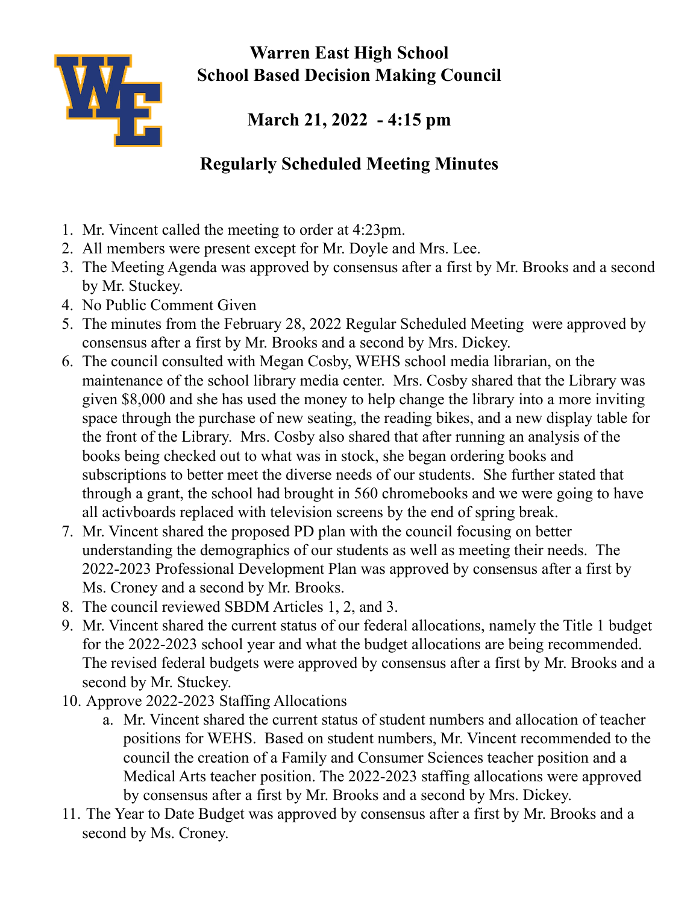# Warren East High School
# School Based Decision Making Council

## March 21, 2022 - 4:15 pm

## Regularly Scheduled Meeting Minutes

1. Mr. Vincent called the meeting to order at 4:23pm.
2. All members were present except for Mr. Doyle and Mrs. Lee.
3. The Meeting Agenda was approved by consensus after a first by Mr. Brooks and a second by Mr. Stuckey.
4. No Public Comment Given
5. The minutes from the February 28, 2022 Regular Scheduled Meeting were approved by consensus after a first by Mr. Brooks and a second by Mrs. Dickey.
6. The council consulted with Megan Cosby, WEHS school media librarian, on the maintenance of the school library media center. Mrs. Cosby shared that the Library was given $8,000 and she has used the money to help change the library into a more inviting space through the purchase of new seating, the reading bikes, and a new display table for the front of the Library. Mrs. Cosby also shared that after running an analysis of the books being checked out to what was in stock, she began ordering books and subscriptions to better meet the diverse needs of our students. She further stated that through a grant, the school had brought in 560 chromebooks and we were going to have all activboards replaced with television screens by the end of spring break.
7. Mr. Vincent shared the proposed PD plan with the council focusing on better understanding the demographics of our students as well as meeting their needs. The 2022-2023 Professional Development Plan was approved by consensus after a first by Ms. Croney and a second by Mr. Brooks.
8. The council reviewed SBDM Articles 1, 2, and 3.
9. Mr. Vincent shared the current status of our federal allocations, namely the Title 1 budget for the 2022-2023 school year and what the budget allocations are being recommended. The revised federal budgets were approved by consensus after a first by Mr. Brooks and a second by Mr. Stuckey.
10. Approve 2022-2023 Staffing Allocations
    a. Mr. Vincent shared the current status of student numbers and allocation of teacher positions for WEHS. Based on student numbers, Mr. Vincent recommended to the council the creation of a Family and Consumer Sciences teacher position and a Medical Arts teacher position. The 2022-2023 staffing allocations were approved by consensus after a first by Mr. Brooks and a second by Mrs. Dickey.
11. The Year to Date Budget was approved by consensus after a first by Mr. Brooks and a second by Ms. Croney.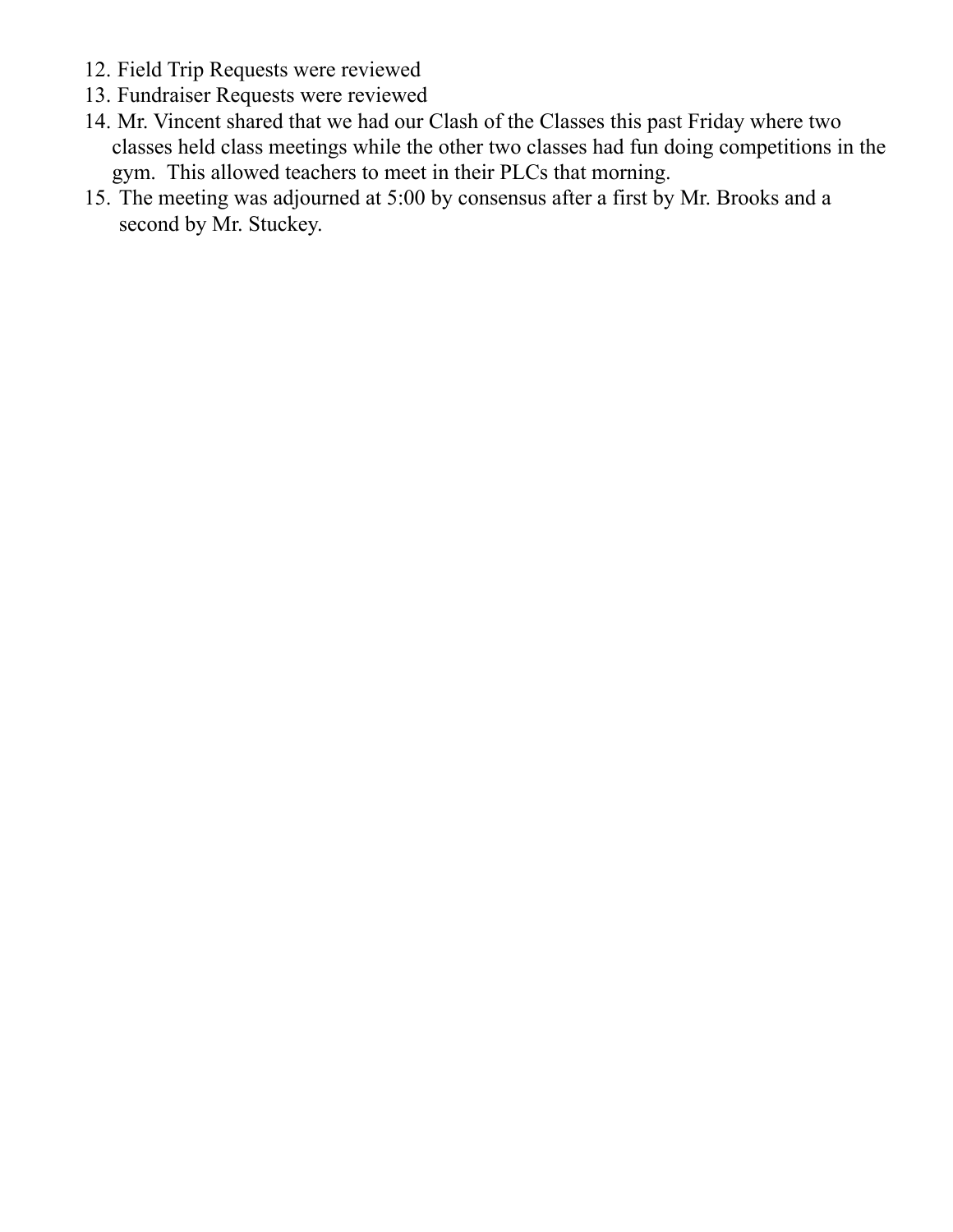12. Field Trip Requests were reviewed
13. Fundraiser Requests were reviewed
14. Mr. Vincent shared that we had our Clash of the Classes this past Friday where two classes held class meetings while the other two classes had fun doing competitions in the gym. This allowed teachers to meet in their PLCs that morning.
15. The meeting was adjourned at 5:00 by consensus after a first by Mr. Brooks and a second by Mr. Stuckey.